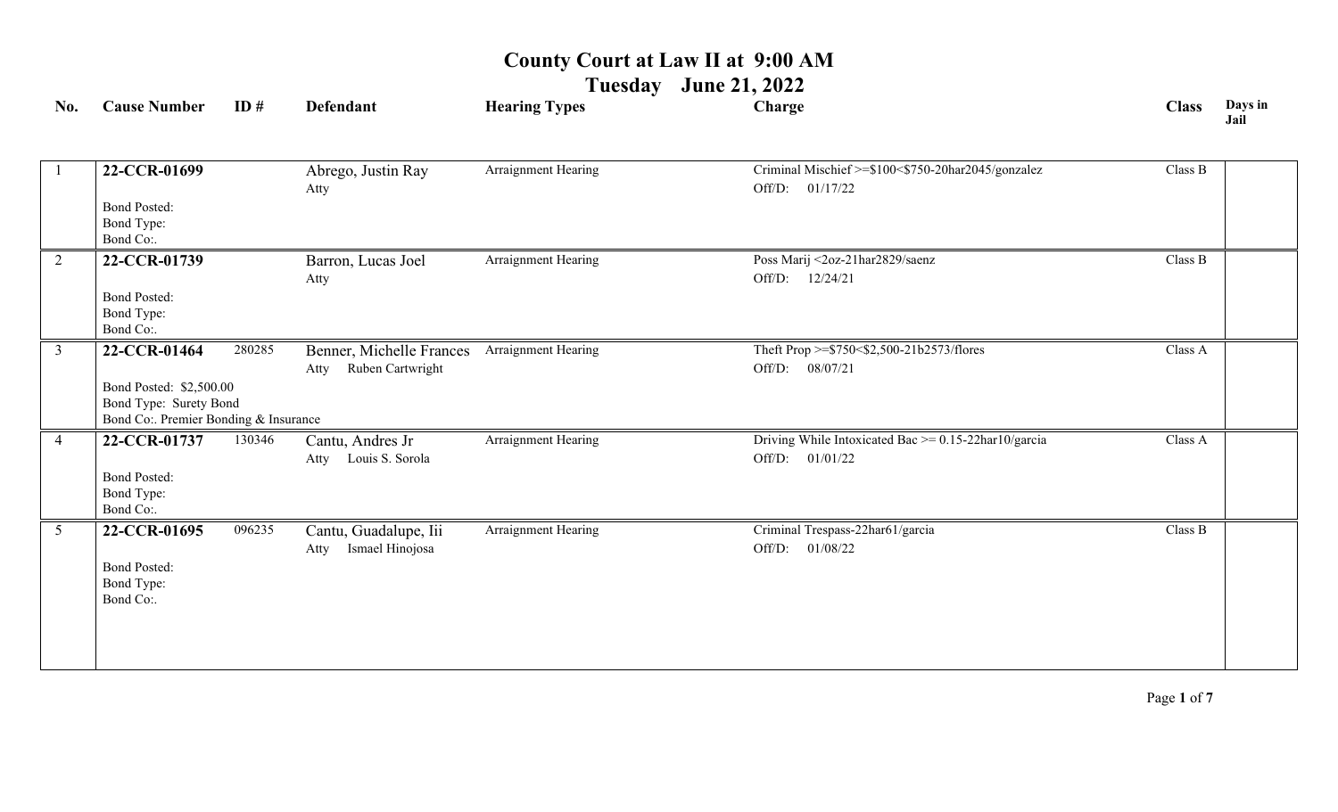# County Court at Law II at 9:00 AM

## Tuesday June 21, 2022

| No. | Cause Number | ID # | Defendant | Hearing Types | Charge | Class | Days in Jail |
|---|---|---|---|---|---|---|---|
| 1 | **22-CCR-01699**<br>Bond Posted:<br>Bond Type:<br>Bond Co:. | | Abrego, Justin Ray<br>Atty | Arraignment Hearing | Criminal Mischief >=$100<$750-20har2045/gonzalez<br>Off/D: 01/17/22 | Class B | |
| 2 | **22-CCR-01739**<br>Bond Posted:<br>Bond Type:<br>Bond Co:. | | Barron, Lucas Joel<br>Atty | Arraignment Hearing | Poss Marij <2oz-21har2829/saenz<br>Off/D: 12/24/21 | Class B | |
| 3 | **22-CCR-01464**<br>Bond Posted: $2,500.00<br>Bond Type: Surety Bond<br>Bond Co:. Premier Bonding & Insurance | 280285 | Benner, Michelle Frances<br>Atty Ruben Cartwright | Arraignment Hearing | Theft Prop >=$750<$2,500-21b2573/flores<br>Off/D: 08/07/21 | Class A | |
| 4 | **22-CCR-01737**<br>Bond Posted:<br>Bond Type:<br>Bond Co:. | 130346 | Cantu, Andres Jr<br>Atty Louis S. Sorola | Arraignment Hearing | Driving While Intoxicated Bac >= 0.15-22har10/garcia<br>Off/D: 01/01/22 | Class A | |
| 5 | **22-CCR-01695**<br>Bond Posted:<br>Bond Type:<br>Bond Co:. | 096235 | Cantu, Guadalupe, Iii<br>Atty Ismael Hinojosa | Arraignment Hearing | Criminal Trespass-22har61/garcia<br>Off/D: 01/08/22 | Class B | |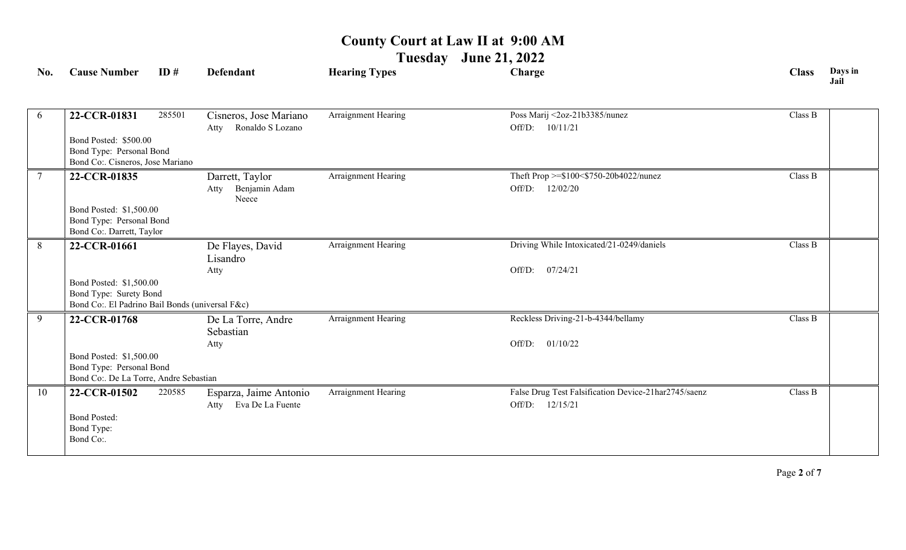# County Court at Law II at 9:00 AM

## Tuesday June 21, 2022

| No. | Cause Number | ID # | Defendant | Hearing Types | Charge | Class | Days in Jail |
|---|---|---|---|---|---|---|---|
| 6 | **22-CCR-01831**<br>Bond Posted: $500.00<br>Bond Type: Personal Bond<br>Bond Co:. Cisneros, Jose Mariano | 285501 | Cisneros, Jose Mariano<br>Atty Ronaldo S Lozano | Arraignment Hearing | Poss Marij <2oz-21b3385/nunez<br>Off/D: 10/11/21 | Class B | |
| 7 | **22-CCR-01835**<br>Bond Posted: $1,500.00<br>Bond Type: Personal Bond<br>Bond Co:. Darrett, Taylor | | Darrett, Taylor<br>Atty Benjamin Adam Neece | Arraignment Hearing | Theft Prop >=$100<$750-20b4022/nunez<br>Off/D: 12/02/20 | Class B | |
| 8 | **22-CCR-01661**<br>Bond Posted: $1,500.00<br>Bond Type: Surety Bond<br>Bond Co:. El Padrino Bail Bonds (universal F&c) | | De Flayes, David Lisandro<br>Atty | Arraignment Hearing | Driving While Intoxicated/21-0249/daniels<br>Off/D: 07/24/21 | Class B | |
| 9 | **22-CCR-01768**<br>Bond Posted: $1,500.00<br>Bond Type: Personal Bond<br>Bond Co:. De La Torre, Andre Sebastian | | De La Torre, Andre Sebastian<br>Atty | Arraignment Hearing | Reckless Driving-21-b-4344/bellamy<br>Off/D: 01/10/22 | Class B | |
| 10 | **22-CCR-01502**<br>Bond Posted:<br>Bond Type:<br>Bond Co:. | 220585 | Esparza, Jaime Antonio<br>Atty Eva De La Fuente | Arraignment Hearing | False Drug Test Falsification Device-21har2745/saenz<br>Off/D: 12/15/21 | Class B | |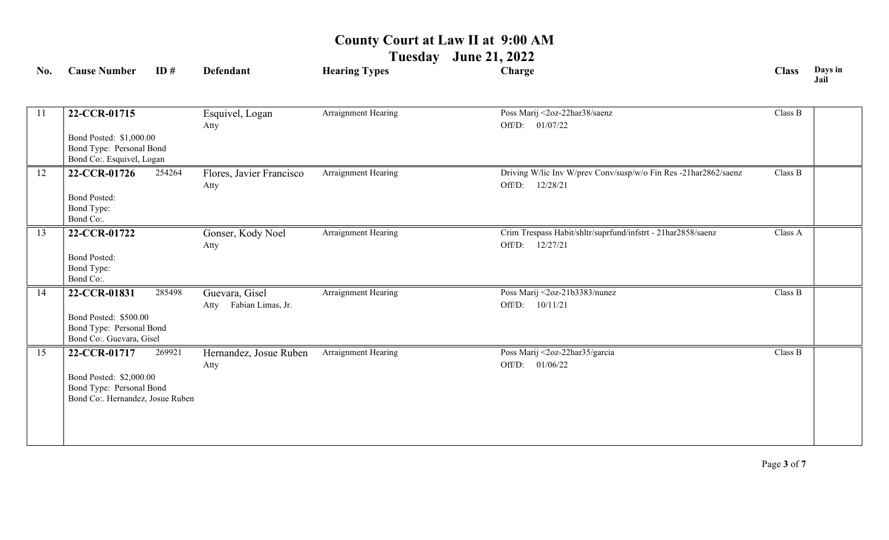# County Court at Law II at 9:00 AM

## Tuesday June 21, 2022

| No. | Cause Number | ID # | Defendant | Hearing Types | Charge | Class | Days in Jail |
|---|---|---|---|---|---|---|---|
| 11 | **22-CCR-01715**<br>Bond Posted: $1,000.00<br>Bond Type: Personal Bond<br>Bond Co:. Esquivel, Logan | | Esquivel, Logan<br>Atty | Arraignment Hearing | Poss Marij <2oz-22har38/saenz<br>Off/D: 01/07/22 | Class B | |
| 12 | **22-CCR-01726**<br>Bond Posted:<br>Bond Type:<br>Bond Co:. | 254264 | Flores, Javier Francisco<br>Atty | Arraignment Hearing | Driving W/lic Inv W/prev Conv/susp/w/o Fin Res -21har2862/saenz<br>Off/D: 12/28/21 | Class B | |
| 13 | **22-CCR-01722**<br>Bond Posted:<br>Bond Type:<br>Bond Co:. | | Gonser, Kody Noel<br>Atty | Arraignment Hearing | Crim Trespass Habit/shltr/suprfund/infstrt - 21har2858/saenz<br>Off/D: 12/27/21 | Class A | |
| 14 | **22-CCR-01831**<br>Bond Posted: $500.00<br>Bond Type: Personal Bond<br>Bond Co:. Guevara, Gisel | 285498 | Guevara, Gisel<br>Atty Fabian Limas, Jr. | Arraignment Hearing | Poss Marij <2oz-21b3383/nunez<br>Off/D: 10/11/21 | Class B | |
| 15 | **22-CCR-01717**<br>Bond Posted: $2,000.00<br>Bond Type: Personal Bond<br>Bond Co:. Hernandez, Josue Ruben | 269921 | Hernandez, Josue Ruben<br>Atty | Arraignment Hearing | Poss Marij <2oz-22har35/garcia<br>Off/D: 01/06/22 | Class B | |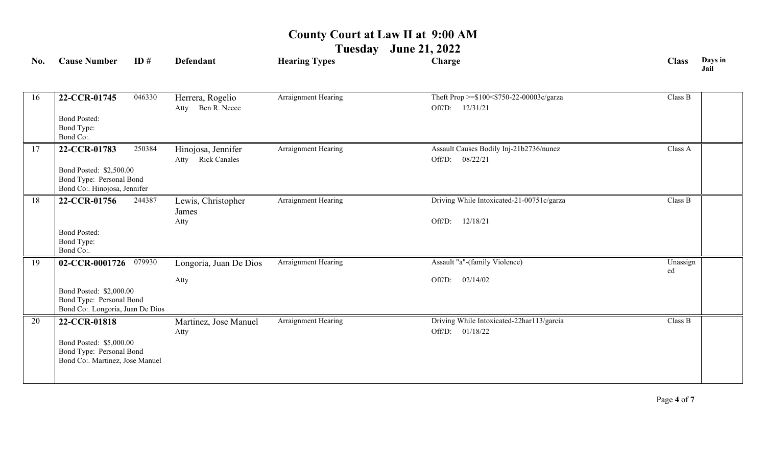# County Court at Law II at 9:00 AM

## Tuesday June 21, 2022

| No. | Cause Number | ID # | Defendant | Hearing Types | Charge | Class | Days in Jail |
|---|---|---|---|---|---|---|---|
| 16 | **22-CCR-01745**<br>Bond Posted:<br>Bond Type:<br>Bond Co:. | 046330 | Herrera, Rogelio<br>Atty Ben R. Neece | Arraignment Hearing | Theft Prop >=$100<$750-22-00003c/garza<br>Off/D: 12/31/21 | Class B | |
| 17 | **22-CCR-01783**<br>Bond Posted: $2,500.00<br>Bond Type: Personal Bond<br>Bond Co:. Hinojosa, Jennifer | 250384 | Hinojosa, Jennifer<br>Atty Rick Canales | Arraignment Hearing | Assault Causes Bodily Inj-21b2736/nunez<br>Off/D: 08/22/21 | Class A | |
| 18 | **22-CCR-01756**<br>Bond Posted:<br>Bond Type:<br>Bond Co:. | 244387 | Lewis, Christopher James<br>Atty | Arraignment Hearing | Driving While Intoxicated-21-00751c/garza<br>Off/D: 12/18/21 | Class B | |
| 19 | **02-CCR-0001726**<br>Bond Posted: $2,000.00<br>Bond Type: Personal Bond<br>Bond Co:. Longoria, Juan De Dios | 079930 | Longoria, Juan De Dios<br>Atty | Arraignment Hearing | Assault "a"-(family Violence)<br>Off/D: 02/14/02 | Unassigned | |
| 20 | **22-CCR-01818**<br>Bond Posted: $5,000.00<br>Bond Type: Personal Bond<br>Bond Co:. Martinez, Jose Manuel | | Martinez, Jose Manuel<br>Atty | Arraignment Hearing | Driving While Intoxicated-22har113/garcia<br>Off/D: 01/18/22 | Class B | |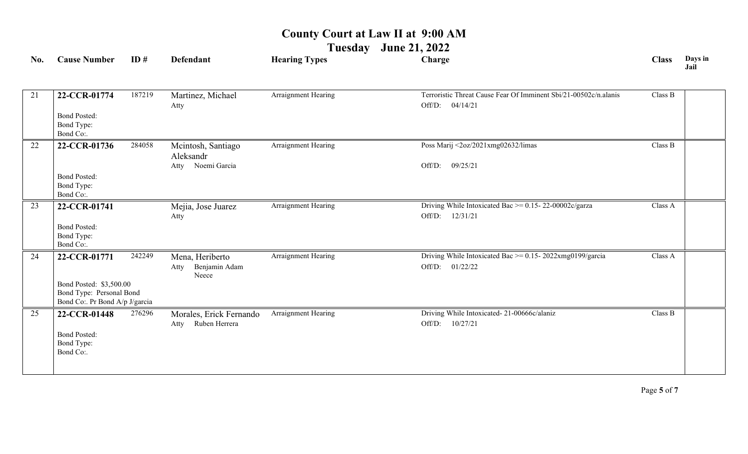# County Court at Law II at 9:00 AM

## Tuesday June 21, 2022

| No. | Cause Number | ID # | Defendant | Hearing Types | Charge | Class | Days in Jail |
|---|---|---|---|---|---|---|---|
| 21 | **22-CCR-01774**<br>Bond Posted:<br>Bond Type:<br>Bond Co:. | 187219 | Martinez, Michael<br>Atty | Arraignment Hearing | Terroristic Threat Cause Fear Of Imminent Sbi/21-00502c/n.alanis<br>Off/D: 04/14/21 | Class B | |
| 22 | **22-CCR-01736**<br>Bond Posted:<br>Bond Type:<br>Bond Co:. | 284058 | Mcintosh, Santiago Aleksandr<br>Atty Noemi Garcia | Arraignment Hearing | Poss Marij <2oz/2021xmg02632/limas<br>Off/D: 09/25/21 | Class B | |
| 23 | **22-CCR-01741**<br>Bond Posted:<br>Bond Type:<br>Bond Co:. | | Mejia, Jose Juarez<br>Atty | Arraignment Hearing | Driving While Intoxicated Bac >= 0.15- 22-00002c/garza<br>Off/D: 12/31/21 | Class A | |
| 24 | **22-CCR-01771**<br>Bond Posted: $3,500.00<br>Bond Type: Personal Bond<br>Bond Co:. Pr Bond A/p J/garcia | 242249 | Mena, Heriberto<br>Atty Benjamin Adam Neece | Arraignment Hearing | Driving While Intoxicated Bac >= 0.15- 2022xmg0199/garcia<br>Off/D: 01/22/22 | Class A | |
| 25 | **22-CCR-01448**<br>Bond Posted:<br>Bond Type:<br>Bond Co:. | 276296 | Morales, Erick Fernando<br>Atty Ruben Herrera | Arraignment Hearing | Driving While Intoxicated- 21-00666c/alaniz<br>Off/D: 10/27/21 | Class B | |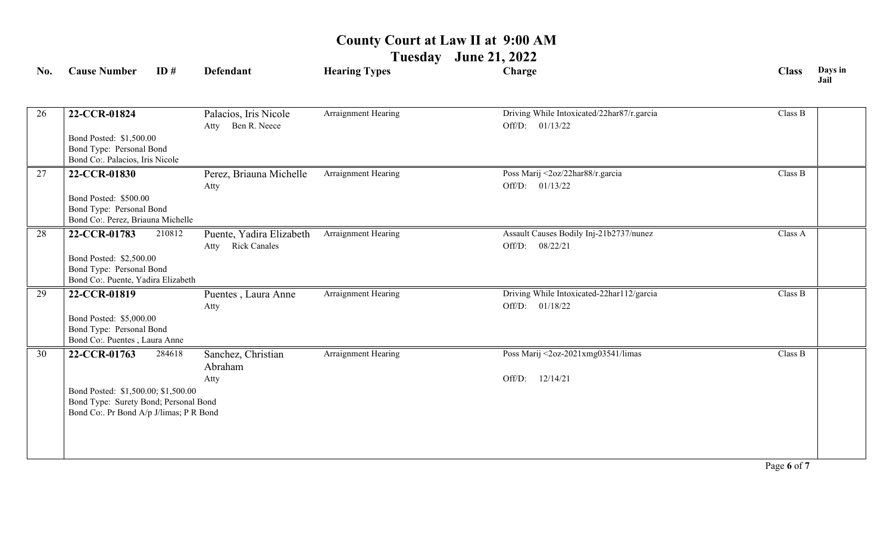# County Court at Law II at 9:00 AM

## Tuesday June 21, 2022

| No. | Cause Number | ID # | Defendant | Hearing Types | Charge | Class | Days in Jail |
|---|---|---|---|---|---|---|---|
| 26 | **22-CCR-01824**<br>Bond Posted: $1,500.00<br>Bond Type: Personal Bond<br>Bond Co:. Palacios, Iris Nicole | | Palacios, Iris Nicole<br>Atty Ben R. Neece | Arraignment Hearing | Driving While Intoxicated/22har87/r.garcia<br>Off/D: 01/13/22 | Class B | |
| 27 | **22-CCR-01830**<br>Bond Posted: $500.00<br>Bond Type: Personal Bond<br>Bond Co:. Perez, Briauna Michelle | | Perez, Briauna Michelle<br>Atty | Arraignment Hearing | Poss Marij <2oz/22har88/r.garcia<br>Off/D: 01/13/22 | Class B | |
| 28 | **22-CCR-01783**<br>Bond Posted: $2,500.00<br>Bond Type: Personal Bond<br>Bond Co:. Puente, Yadira Elizabeth | 210812 | Puente, Yadira Elizabeth<br>Atty Rick Canales | Arraignment Hearing | Assault Causes Bodily Inj-21b2737/nunez<br>Off/D: 08/22/21 | Class A | |
| 29 | **22-CCR-01819**<br>Bond Posted: $5,000.00<br>Bond Type: Personal Bond<br>Bond Co:. Puentes , Laura Anne | | Puentes , Laura Anne<br>Atty | Arraignment Hearing | Driving While Intoxicated-22har112/garcia<br>Off/D: 01/18/22 | Class B | |
| 30 | **22-CCR-01763**<br>Bond Posted: $1,500.00; $1,500.00<br>Bond Type: Surety Bond; Personal Bond<br>Bond Co:. Pr Bond A/p J/limas; P R Bond | 284618 | Sanchez, Christian Abraham<br>Atty | Arraignment Hearing | Poss Marij <2oz-2021xmg03541/limas<br>Off/D: 12/14/21 | Class B | |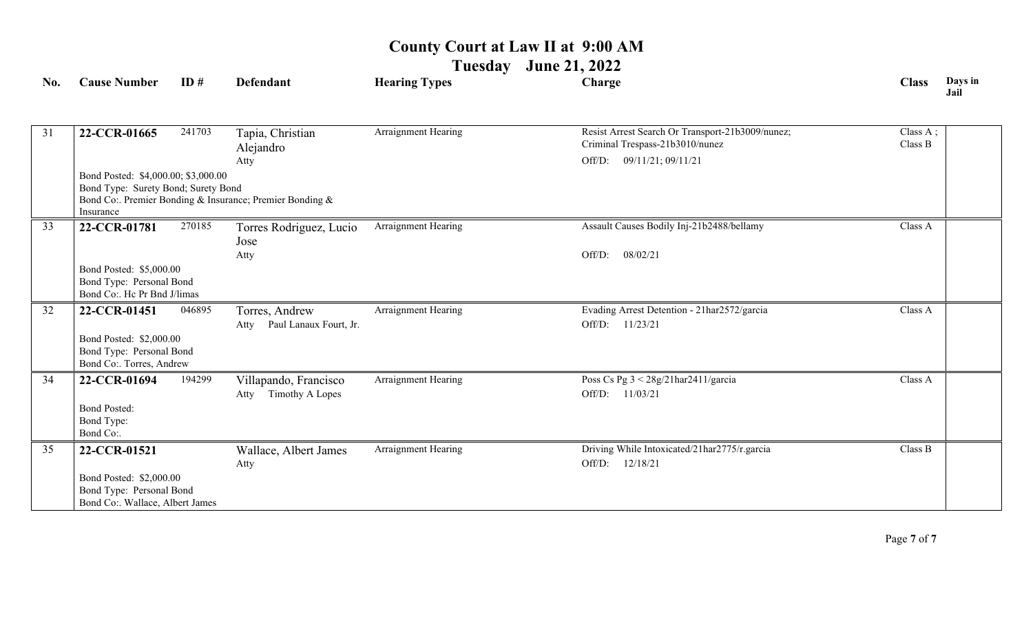# County Court at Law II at 9:00 AM

## Tuesday June 21, 2022

| No. | Cause Number | ID # | Defendant | Hearing Types | Charge | Class | Days in Jail |
|---|---|---|---|---|---|---|---|
| 31 | **22-CCR-01665**<br>Bond Posted: $4,000.00; $3,000.00<br>Bond Type: Surety Bond; Surety Bond<br>Bond Co:. Premier Bonding & Insurance; Premier Bonding & Insurance | 241703 | Tapia, Christian Alejandro<br>Atty | Arraignment Hearing | Resist Arrest Search Or Transport-21b3009/nunez;<br>Criminal Trespass-21b3010/nunez<br>Off/D: 09/11/21; 09/11/21 | Class A ;<br>Class B | |
| 33 | **22-CCR-01781**<br>Bond Posted: $5,000.00<br>Bond Type: Personal Bond<br>Bond Co:. Hc Pr Bnd J/limas | 270185 | Torres Rodriguez, Lucio Jose<br>Atty | Arraignment Hearing | Assault Causes Bodily Inj-21b2488/bellamy<br>Off/D: 08/02/21 | Class A | |
| 32 | **22-CCR-01451**<br>Bond Posted: $2,000.00<br>Bond Type: Personal Bond<br>Bond Co:. Torres, Andrew | 046895 | Torres, Andrew<br>Atty Paul Lanaux Fourt, Jr. | Arraignment Hearing | Evading Arrest Detention - 21har2572/garcia<br>Off/D: 11/23/21 | Class A | |
| 34 | **22-CCR-01694**<br>Bond Posted:<br>Bond Type:<br>Bond Co:. | 194299 | Villapando, Francisco<br>Atty Timothy A Lopes | Arraignment Hearing | Poss Cs Pg 3 < 28g/21har2411/garcia<br>Off/D: 11/03/21 | Class A | |
| 35 | **22-CCR-01521**<br>Bond Posted: $2,000.00<br>Bond Type: Personal Bond<br>Bond Co:. Wallace, Albert James | | Wallace, Albert James<br>Atty | Arraignment Hearing | Driving While Intoxicated/21har2775/r.garcia<br>Off/D: 12/18/21 | Class B | |